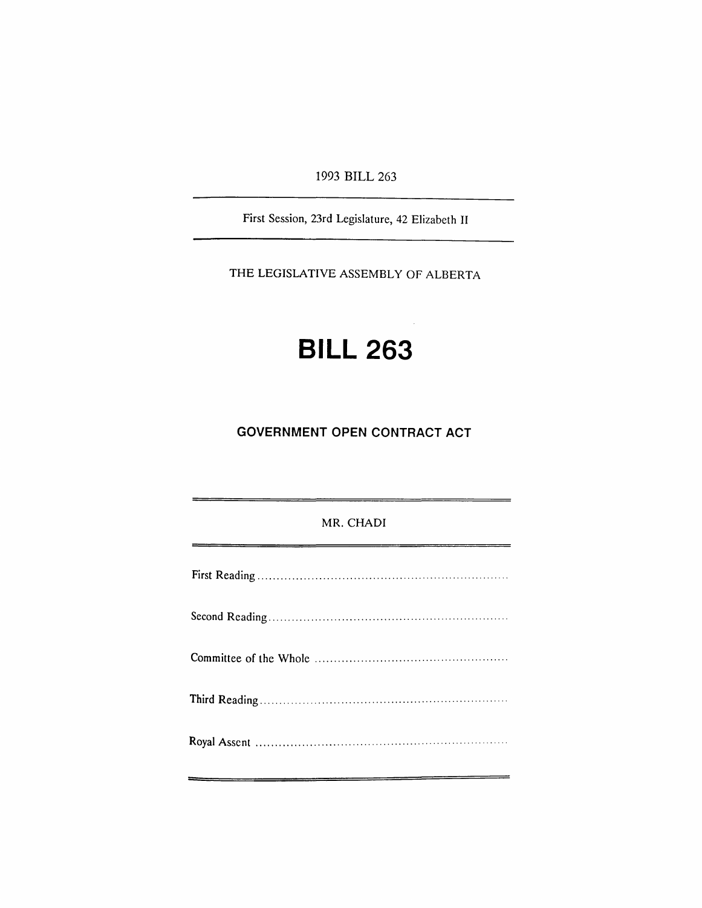1993 BILL 263

First Session, 23rd Legislature, 42 Elizabeth II

THE LEGISLATIVE ASSEMBLY OF ALBERTA

# BILL 263

## GOVERNMENT OPEN CONTRACT ACT

MR. CHADI

First Reading ..................................................................

Second Reading ..............................................................

Committee of the Whole ..................................................

Third Reading ................................................................

Royal Assent ..................................................................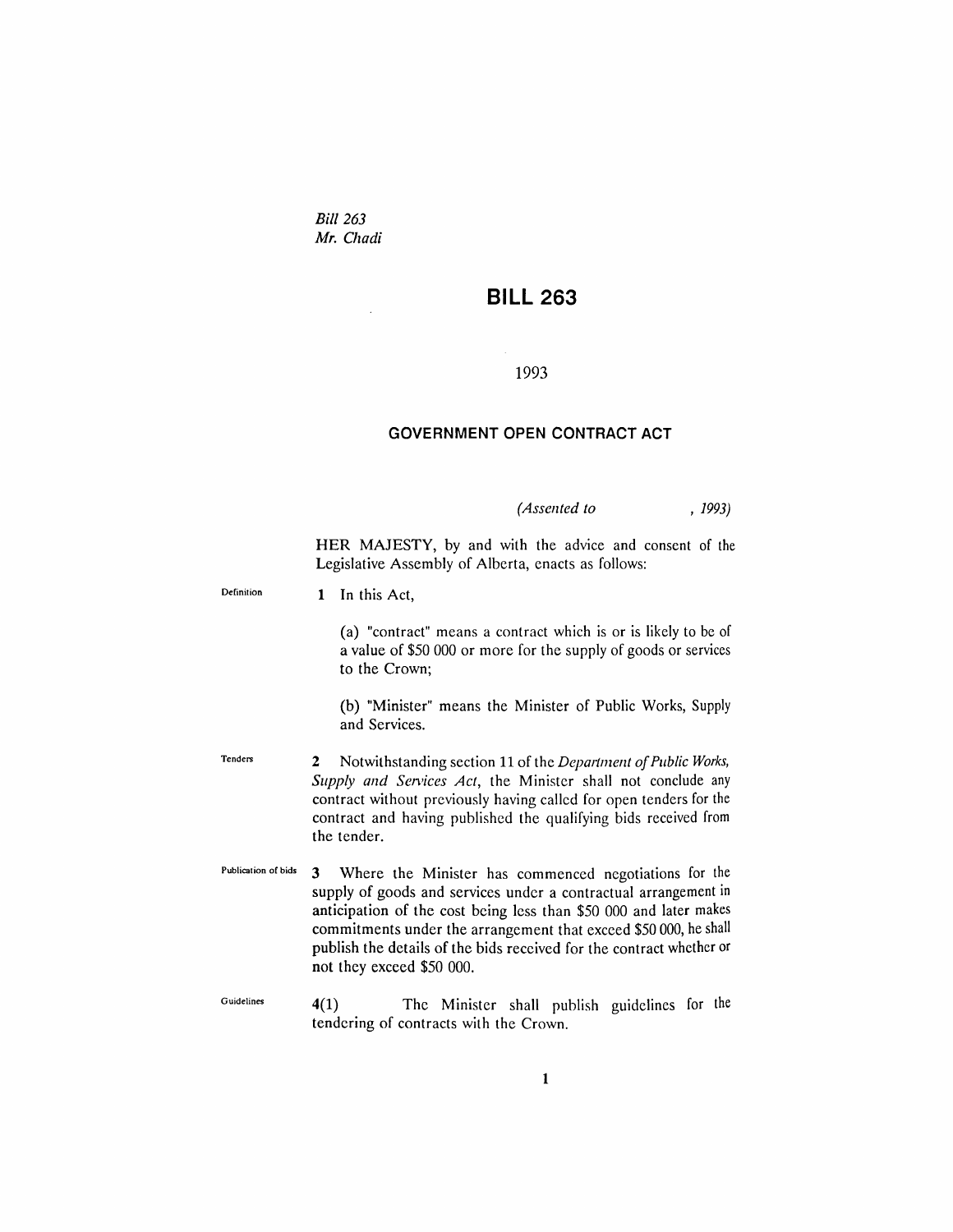*Bill 263*
*Mr. Chadi*

# BILL 263

1993

## GOVERNMENT OPEN CONTRACT ACT

*(Assented to , 1993)*

HER MAJESTY, by and with the advice and consent of the Legislative Assembly of Alberta, enacts as follows:

Definition

**1** In this Act,

(a) "contract" means a contract which is or is likely to be of a value of $50 000 or more for the supply of goods or services to the Crown;

(b) "Minister" means the Minister of Public Works, Supply and Services.

Tenders

**2** Notwithstanding section 11 of the *Department of Public Works, Supply and Services Act*, the Minister shall not conclude any contract without previously having called for open tenders for the contract and having published the qualifying bids received from the tender.

Publication of bids

**3** Where the Minister has commenced negotiations for the supply of goods and services under a contractual arrangement in anticipation of the cost being less than $50 000 and later makes commitments under the arrangement that exceed $50 000, he shall publish the details of the bids received for the contract whether or not they exceed $50 000.

Guidelines

**4(1)** The Minister shall publish guidelines for the tendering of contracts with the Crown.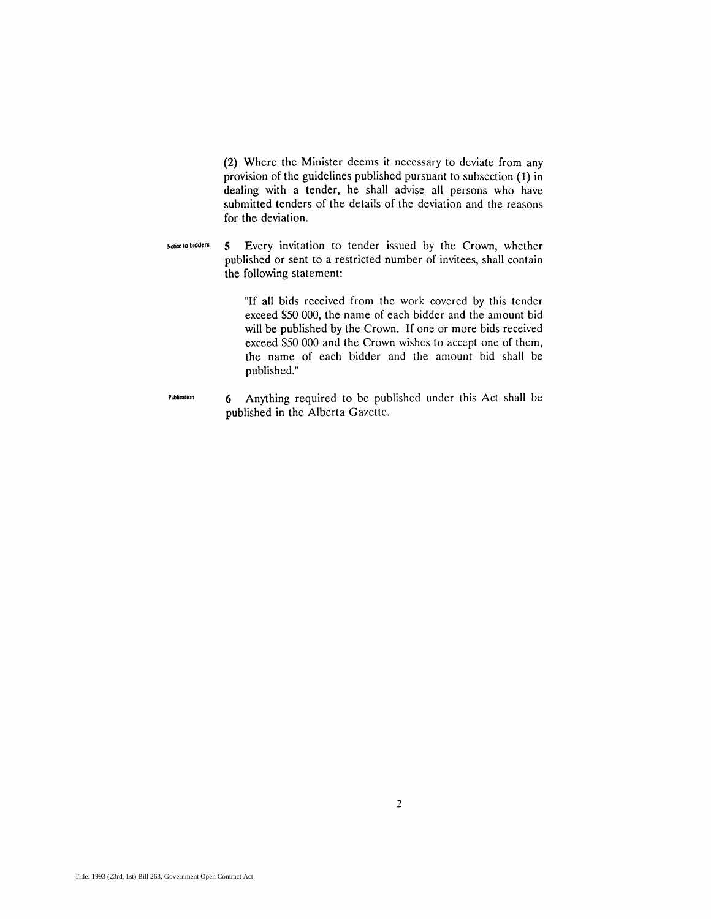(2) Where the Minister deems it necessary to deviate from any provision of the guidelines published pursuant to subsection (1) in dealing with a tender, he shall advise all persons who have submitted tenders of the details of the deviation and the reasons for the deviation.

Notice to bidders

**5** Every invitation to tender issued by the Crown, whether published or sent to a restricted number of invitees, shall contain the following statement:

> "If all bids received from the work covered by this tender exceed $50 000, the name of each bidder and the amount bid will be published by the Crown. If one or more bids received exceed $50 000 and the Crown wishes to accept one of them, the name of each bidder and the amount bid shall be published."

Publication

**6** Anything required to be published under this Act shall be published in the Alberta Gazette.

Title: 1993 (23rd, 1st) Bill 263, Government Open Contract Act